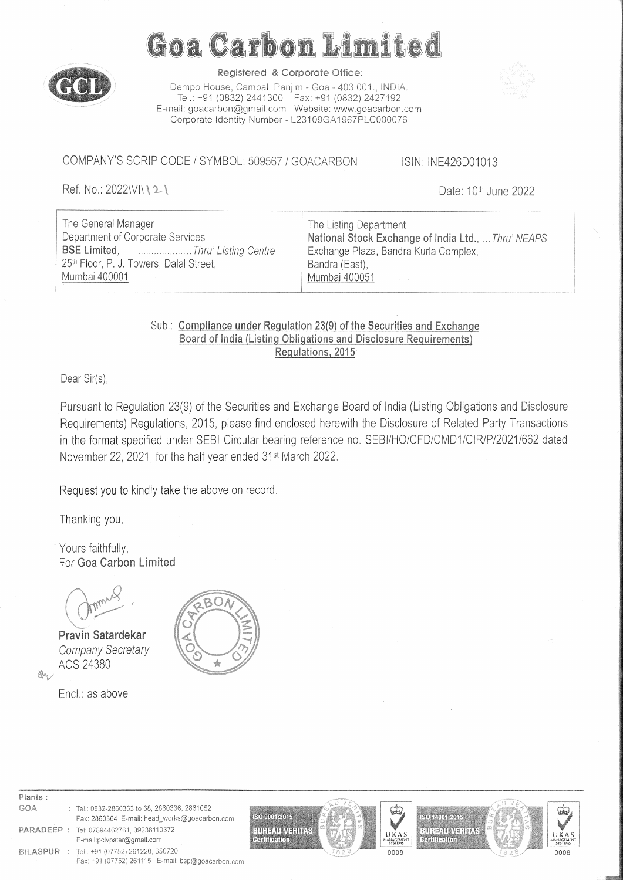# Goa Carbon Limited

Registered & Corporate Office:
Dempo House, Campal, Panjim - Goa - 403 001., INDIA.
Tel.: +91 (0832) 2441300 Fax: +91 (0832) 2427192
E-mail: goacarbon@gmail.com Website: www.goacarbon.com
Corporate Identity Number - L23109GA1967PLC000076

COMPANY'S SCRIP CODE / SYMBOL: 509567 / GOACARBON ISIN: INE426D01013

Ref. No.: 2022\VI\121 Date: 10th June 2022

| The General Manager<br>Department of Corporate Services<br>**BSE Limited**, ..................*Thru' Listing Centre*<br>25th Floor, P. J. Towers, Dalal Street,<br>Mumbai 400001 | The Listing Department<br>**National Stock Exchange of India Ltd.**, ...*Thru' NEAPS*<br>Exchange Plaza, Bandra Kurla Complex,<br>Bandra (East),<br>Mumbai 400051 |
|---|---|

Sub.: **Compliance under Regulation 23(9) of the Securities and Exchange Board of India (Listing Obligations and Disclosure Requirements) Regulations, 2015**

Dear Sir(s),

Pursuant to Regulation 23(9) of the Securities and Exchange Board of India (Listing Obligations and Disclosure Requirements) Regulations, 2015, please find enclosed herewith the Disclosure of Related Party Transactions in the format specified under SEBI Circular bearing reference no. SEBI/HO/CFD/CMD1/CIR/P/2021/662 dated November 22, 2021, for the half year ended 31st March 2022.

Request you to kindly take the above on record.

Thanking you,

Yours faithfully,
For **Goa Carbon Limited**

**Pravin Satardekar**
*Company Secretary*
ACS 24380

Encl.: as above

Plants :
GOA : Tel.: 0832-2860363 to 68, 2860336, 2861052
Fax: 2860364 E-mail: head_works@goacarbon.com
PARADEEP : Tel: 07894462761, 09238110372
E-mail:pclvpster@gmail.com
BILASPUR : Tel.: +91 (07752) 261220, 650720
Fax: +91 (07752) 261115 E-mail: bsp@goacarbon.com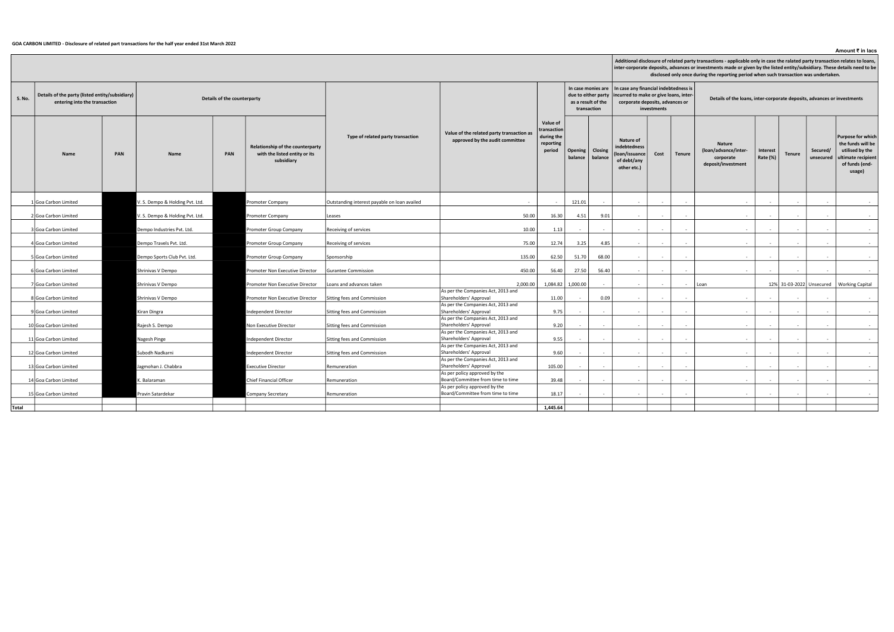**GOA CARBON LIMITED - Disclosure of related part transactions for the half year ended 31st March 2022**

Amount ₹ in lacs

| | | | | | | | | | | | | | | | | | | | |
|---|---|---|---|---|---|---|---|---|---|---|---|---|---|---|---|---|---|---|---|
| | | | | | | | | | | | Additional disclosure of related party transactions - applicable only in case the ralated party transaction relates to loans, inter-corporate deposits, advances or investments made or given by the listed entity/subsidiary. These details need to be disclosed only once during the reporting period when such transaction was undertaken. | | | | | | | | |
| S. No. | Details of the party (listed entity/subsidiary) entering into the transaction | | Details of the counterparty | | | Type of related party transaction | Value of the related party transaction as approved by the audit committee | Value of transaction during the reporting period | In case monies are due to either party as a result of the transaction | | In case any financial indebtedness is incurred to make or give loans, inter-corporate deposits, advances or investments | | | Details of the loans, inter-corporate deposits, advances or investments | | | | | |
| | Name | PAN | Name | PAN | Relationship of the counterparty with the listed entity or its subsidiary | | | | Opening balance | Closing balance | Nature of indebtedness (loan/issuance of debt/any other etc.) | Cost | Tenure | Nature (loan/advance/inter-corporate deposit/investment | Interest Rate (%) | Tenure | Secured/ unsecured | Purpose for which the funds will be utilised by the ultimate recipient of funds (end-usage) |
| 1 | Goa Carbon Limited | | V. S. Dempo & Holding Pvt. Ltd. | | Promoter Company | Outstanding interest payable on loan availed | - | - | 121.01 | - | - | - | - | - | - | - | - | - |
| 2 | Goa Carbon Limited | | V. S. Dempo & Holding Pvt. Ltd. | | Promoter Company | Leases | 50.00 | 16.30 | 4.51 | 9.01 | - | - | - | - | - | - | - | - |
| 3 | Goa Carbon Limited | | Dempo Industries Pvt. Ltd. | | Promoter Group Company | Receiving of services | 10.00 | 1.13 | - | - | - | - | - | - | - | - | - | - |
| 4 | Goa Carbon Limited | | Dempo Travels Pvt. Ltd. | | Promoter Group Company | Receiving of services | 75.00 | 12.74 | 3.25 | 4.85 | - | - | - | - | - | - | - | - |
| 5 | Goa Carbon Limited | | Dempo Sports Club Pvt. Ltd. | | Promoter Group Company | Sponsorship | 135.00 | 62.50 | 51.70 | 68.00 | - | - | - | - | - | - | - | - |
| 6 | Goa Carbon Limited | | Shrinivas V Dempo | | Promoter Non Executive Director | Gurantee Commission | 450.00 | 56.40 | 27.50 | 56.40 | - | - | - | - | - | - | - | - |
| 7 | Goa Carbon Limited | | Shrinivas V Dempo | | Promoter Non Executive Director | Loans and advances taken | 2,000.00 | 1,084.82 | 1,000.00 | - | - | - | - | Loan | 12% | 31-03-2022 | Unsecured | Working Capital |
| 8 | Goa Carbon Limited | | Shrinivas V Dempo | | Promoter Non Executive Director | Sitting fees and Commission | As per the Companies Act, 2013 and Shareholders' Approval | 11.00 | - | 0.09 | - | - | - | - | - | - | - | - |
| 9 | Goa Carbon Limited | | Kiran Dingra | | Independent Director | Sitting fees and Commission | As per the Companies Act, 2013 and Shareholders' Approval | 9.75 | - | - | - | - | - | - | - | - | - | - |
| 10 | Goa Carbon Limited | | Rajesh S. Dempo | | Non Executive Director | Sitting fees and Commission | As per the Companies Act, 2013 and Shareholders' Approval | 9.20 | - | - | - | - | - | - | - | - | - | - |
| 11 | Goa Carbon Limited | | Nagesh Pinge | | Independent Director | Sitting fees and Commission | As per the Companies Act, 2013 and Shareholders' Approval | 9.55 | - | - | - | - | - | - | - | - | - | - |
| 12 | Goa Carbon Limited | | Subodh Nadkarni | | Independent Director | Sitting fees and Commission | As per the Companies Act, 2013 and Shareholders' Approval | 9.60 | - | - | - | - | - | - | - | - | - | - |
| 13 | Goa Carbon Limited | | Jagmohan J. Chabbra | | Executive Director | Remuneration | As per the Companies Act, 2013 and Shareholders' Approval | 105.00 | - | - | - | - | - | - | - | - | - | - |
| 14 | Goa Carbon Limited | | K. Balaraman | | Chief Financial Officer | Remuneration | As per policy approved by the Board/Committee from time to time | 39.48 | - | - | - | - | - | - | - | - | - | - |
| 15 | Goa Carbon Limited | | Pravin Satardekar | | Company Secretary | Remuneration | As per policy approved by the Board/Committee from time to time | 18.17 | - | - | - | - | - | - | - | - | - | - |
| Total | | | | | | | | 1,445.64 | | | | | | | | | | |